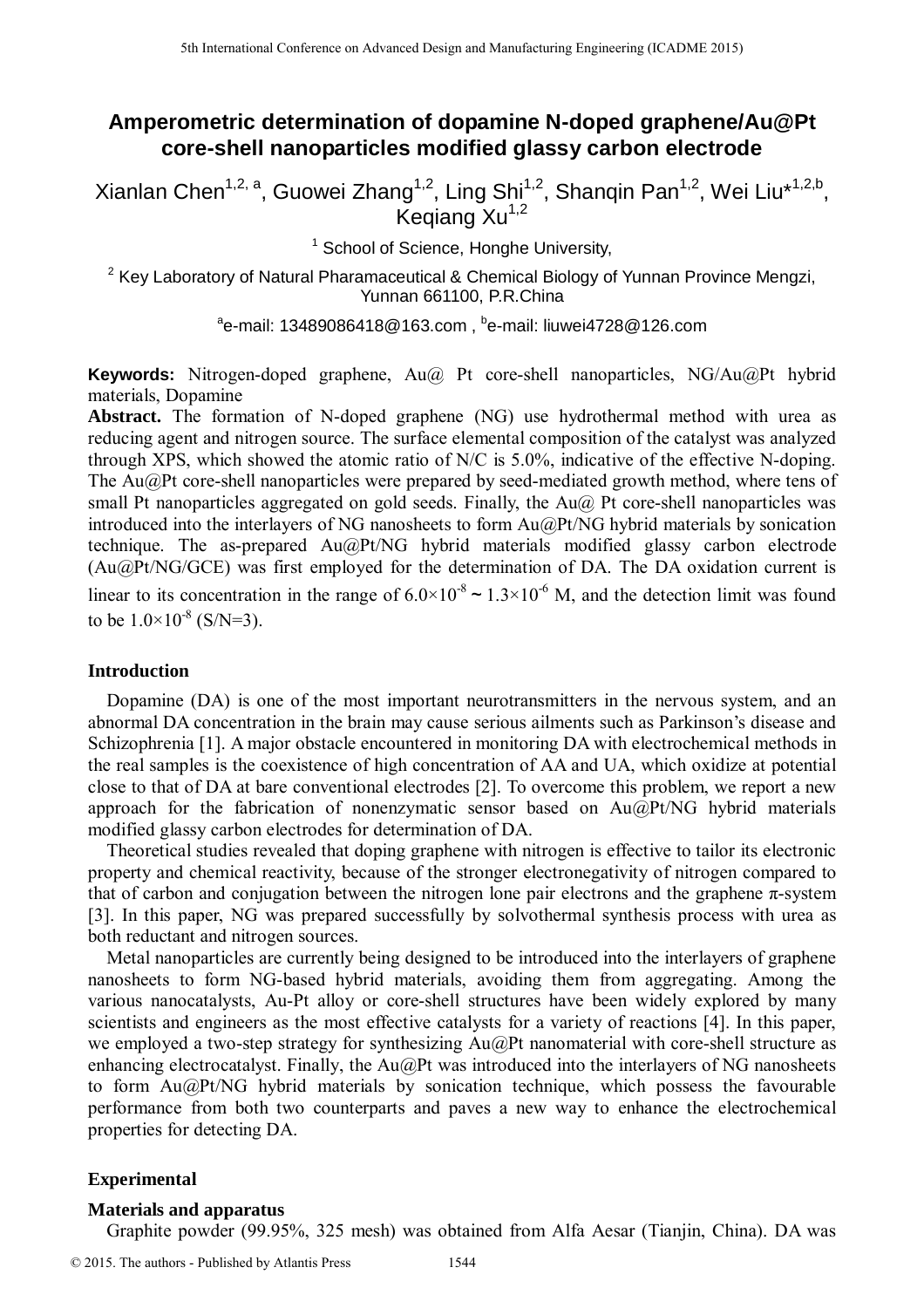# Amperometric determination of dopamine N-doped graphene/Au@Pt core-shell nanoparticles modified glassy carbon electrode

Xianlan Chen[1,2, a], Guowei Zhang[1,2], Ling Shi[1,2], Shanqin Pan[1,2], Wei Liu*[1,2,b], Keqiang Xu[1,2]

[1] School of Science, Honghe University,

[2] Key Laboratory of Natural Pharamaceutical & Chemical Biology of Yunnan Province Mengzi, Yunnan 661100, P.R.China

[a]e-mail: 13489086418@163.com , [b]e-mail: liuwei4728@126.com

**Keywords:** Nitrogen-doped graphene, Au@ Pt core-shell nanoparticles, NG/Au@Pt hybrid materials, Dopamine

**Abstract.** The formation of N-doped graphene (NG) use hydrothermal method with urea as reducing agent and nitrogen source. The surface elemental composition of the catalyst was analyzed through XPS, which showed the atomic ratio of N/C is 5.0%, indicative of the effective N-doping. The Au@Pt core-shell nanoparticles were prepared by seed-mediated growth method, where tens of small Pt nanoparticles aggregated on gold seeds. Finally, the Au@ Pt core-shell nanoparticles was introduced into the interlayers of NG nanosheets to form Au@Pt/NG hybrid materials by sonication technique. The as-prepared Au@Pt/NG hybrid materials modified glassy carbon electrode (Au@Pt/NG/GCE) was first employed for the determination of DA. The DA oxidation current is linear to its concentration in the range of $6.0\times10^{-8}$ ~ $1.3\times10^{-6}$ M, and the detection limit was found to be $1.0\times10^{-8}$ (S/N=3).

## Introduction

Dopamine (DA) is one of the most important neurotransmitters in the nervous system, and an abnormal DA concentration in the brain may cause serious ailments such as Parkinson's disease and Schizophrenia [1]. A major obstacle encountered in monitoring DA with electrochemical methods in the real samples is the coexistence of high concentration of AA and UA, which oxidize at potential close to that of DA at bare conventional electrodes [2]. To overcome this problem, we report a new approach for the fabrication of nonenzymatic sensor based on Au@Pt/NG hybrid materials modified glassy carbon electrodes for determination of DA.

Theoretical studies revealed that doping graphene with nitrogen is effective to tailor its electronic property and chemical reactivity, because of the stronger electronegativity of nitrogen compared to that of carbon and conjugation between the nitrogen lone pair electrons and the graphene π-system [3]. In this paper, NG was prepared successfully by solvothermal synthesis process with urea as both reductant and nitrogen sources.

Metal nanoparticles are currently being designed to be introduced into the interlayers of graphene nanosheets to form NG-based hybrid materials, avoiding them from aggregating. Among the various nanocatalysts, Au-Pt alloy or core-shell structures have been widely explored by many scientists and engineers as the most effective catalysts for a variety of reactions [4]. In this paper, we employed a two-step strategy for synthesizing Au@Pt nanomaterial with core-shell structure as enhancing electrocatalyst. Finally, the Au@Pt was introduced into the interlayers of NG nanosheets to form Au@Pt/NG hybrid materials by sonication technique, which possess the favourable performance from both two counterparts and paves a new way to enhance the electrochemical properties for detecting DA.

## Experimental

### Materials and apparatus

Graphite powder (99.95%, 325 mesh) was obtained from Alfa Aesar (Tianjin, China). DA was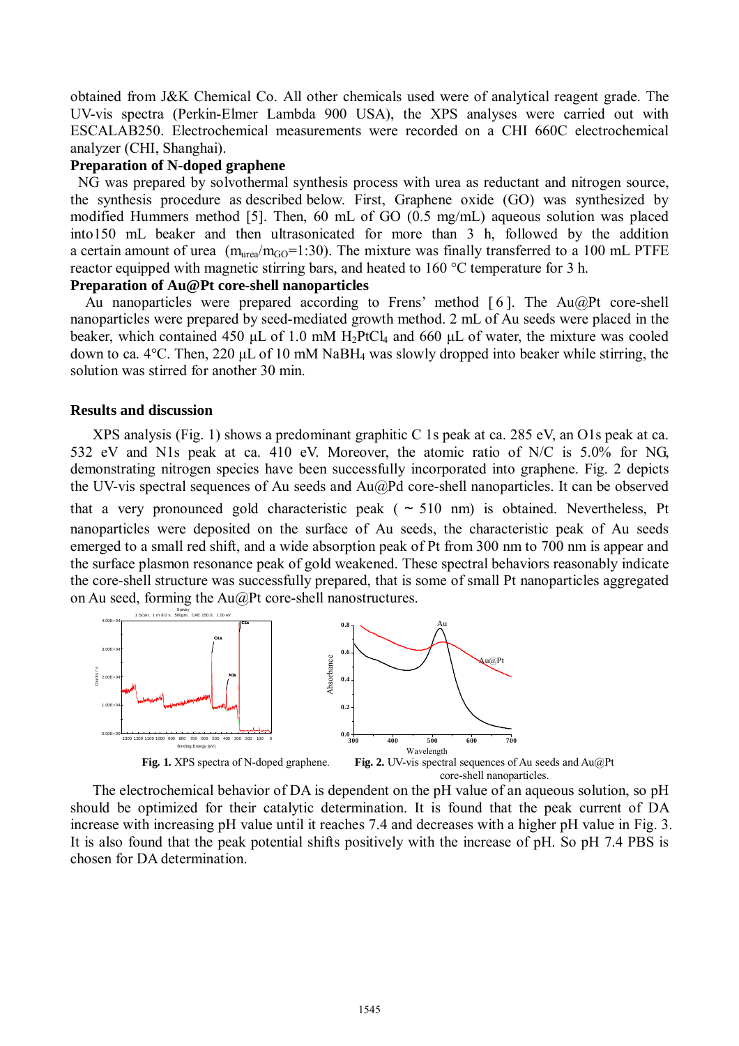obtained from J&K Chemical Co. All other chemicals used were of analytical reagent grade. The UV-vis spectra (Perkin-Elmer Lambda 900 USA), the XPS analyses were carried out with ESCALAB250. Electrochemical measurements were recorded on a CHI 660C electrochemical analyzer (CHI, Shanghai).

**Preparation of N-doped graphene**

NG was prepared by solvothermal synthesis process with urea as reductant and nitrogen source, the synthesis procedure as described below. First, Graphene oxide (GO) was synthesized by modified Hummers method [5]. Then, 60 mL of GO (0.5 mg/mL) aqueous solution was placed into150 mL beaker and then ultrasonicated for more than 3 h, followed by the addition a certain amount of urea ($m_{urea}/m_{GO}$=1:30). The mixture was finally transferred to a 100 mL PTFE reactor equipped with magnetic stirring bars, and heated to 160 °C temperature for 3 h.

**Preparation of Au@Pt core-shell nanoparticles**

Au nanoparticles were prepared according to Frens' method [6]. The Au@Pt core-shell nanoparticles were prepared by seed-mediated growth method. 2 mL of Au seeds were placed in the beaker, which contained 450 μL of 1.0 mM $H_2PtCl_4$ and 660 μL of water, the mixture was cooled down to ca. 4°C. Then, 220 μL of 10 mM $NaBH_4$ was slowly dropped into beaker while stirring, the solution was stirred for another 30 min.

## Results and discussion

XPS analysis (Fig. 1) shows a predominant graphitic C 1s peak at ca. 285 eV, an O1s peak at ca. 532 eV and N1s peak at ca. 410 eV. Moreover, the atomic ratio of N/C is 5.0% for NG, demonstrating nitrogen species have been successfully incorporated into graphene. Fig. 2 depicts the UV-vis spectral sequences of Au seeds and Au@Pd core-shell nanoparticles. It can be observed that a very pronounced gold characteristic peak (~510 nm) is obtained. Nevertheless, Pt nanoparticles were deposited on the surface of Au seeds, the characteristic peak of Au seeds emerged to a small red shift, and a wide absorption peak of Pt from 300 nm to 700 nm is appear and the surface plasmon resonance peak of gold weakened. These spectral behaviors reasonably indicate the core-shell structure was successfully prepared, that is some of small Pt nanoparticles aggregated on Au seed, forming the Au@Pt core-shell nanostructures.

**Fig. 1.** XPS spectra of N-doped graphene.

**Fig. 2.** UV-vis spectral sequences of Au seeds and Au@Pt core-shell nanoparticles.

The electrochemical behavior of DA is dependent on the pH value of an aqueous solution, so pH should be optimized for their catalytic determination. It is found that the peak current of DA increase with increasing pH value until it reaches 7.4 and decreases with a higher pH value in Fig. 3. It is also found that the peak potential shifts positively with the increase of pH. So pH 7.4 PBS is chosen for DA determination.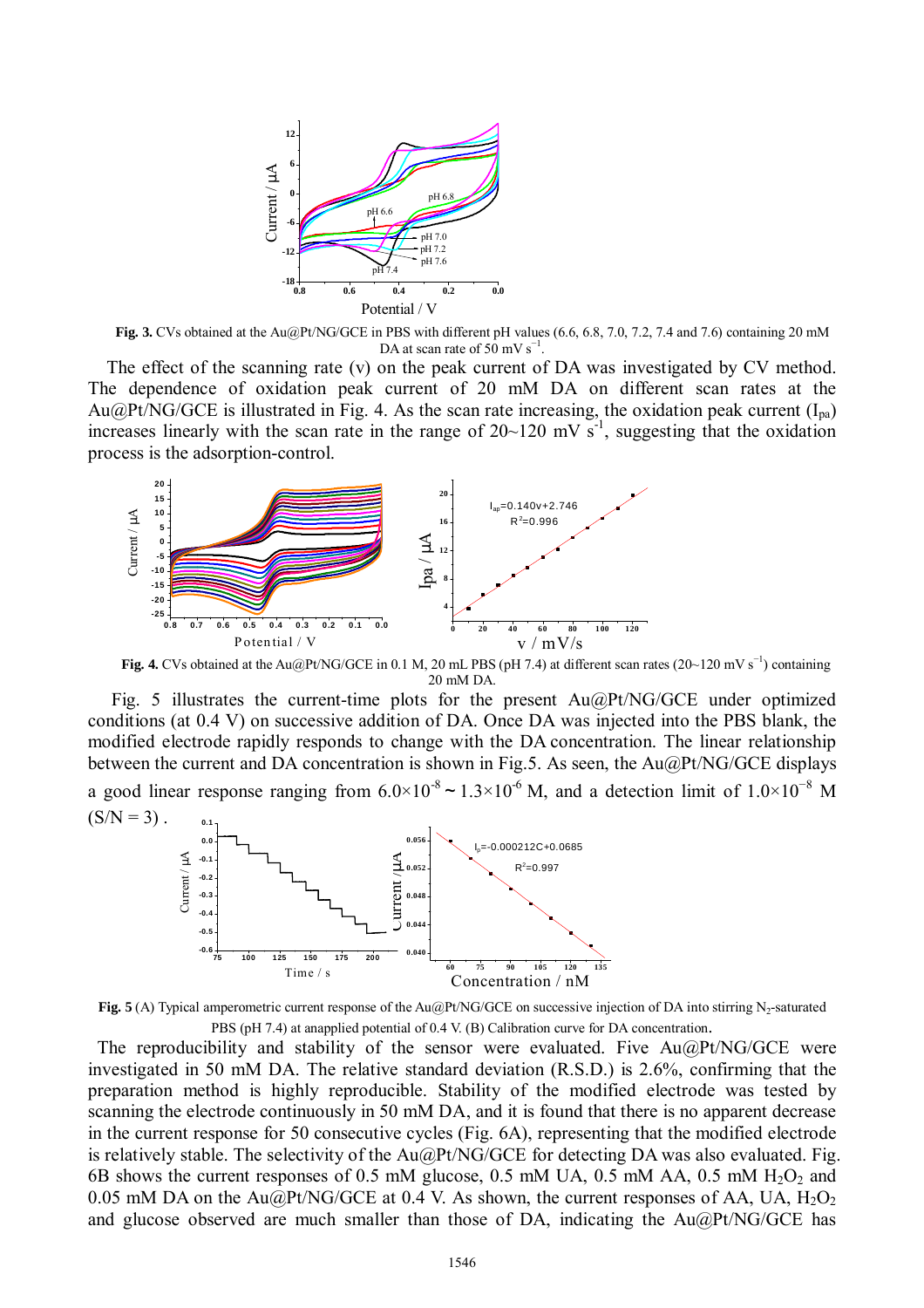**Fig. 3.** CVs obtained at the Au@Pt/NG/GCE in PBS with different pH values (6.6, 6.8, 7.0, 7.2, 7.4 and 7.6) containing 20 mM DA at scan rate of 50 mV $s^{-1}$.

The effect of the scanning rate (v) on the peak current of DA was investigated by CV method. The dependence of oxidation peak current of 20 mM DA on different scan rates at the Au@Pt/NG/GCE is illustrated in Fig. 4. As the scan rate increasing, the oxidation peak current ($I_{pa}$) increases linearly with the scan rate in the range of 20~120 mV $s^{-1}$, suggesting that the oxidation process is the adsorption-control.

**Fig. 4.** CVs obtained at the Au@Pt/NG/GCE in 0.1 M, 20 mL PBS (pH 7.4) at different scan rates (20~120 mV $s^{-1}$) containing 20 mM DA.

Fig. 5 illustrates the current-time plots for the present Au@Pt/NG/GCE under optimized conditions (at 0.4 V) on successive addition of DA. Once DA was injected into the PBS blank, the modified electrode rapidly responds to change with the DA concentration. The linear relationship between the current and DA concentration is shown in Fig.5. As seen, the Au@Pt/NG/GCE displays a good linear response ranging from $6.0\times10^{-8}$ ~ $1.3\times10^{-6}$ M, and a detection limit of $1.0\times10^{-8}$ M (S/N = 3) .

**Fig. 5** (A) Typical amperometric current response of the Au@Pt/NG/GCE on successive injection of DA into stirring $N_2$-saturated PBS (pH 7.4) at anapplied potential of 0.4 V. (B) Calibration curve for DA concentration.

The reproducibility and stability of the sensor were evaluated. Five Au@Pt/NG/GCE were investigated in 50 mM DA. The relative standard deviation (R.S.D.) is 2.6%, confirming that the preparation method is highly reproducible. Stability of the modified electrode was tested by scanning the electrode continuously in 50 mM DA, and it is found that there is no apparent decrease in the current response for 50 consecutive cycles (Fig. 6A), representing that the modified electrode is relatively stable. The selectivity of the Au@Pt/NG/GCE for detecting DA was also evaluated. Fig. 6B shows the current responses of 0.5 mM glucose, 0.5 mM UA, 0.5 mM AA, 0.5 mM $H_2O_2$ and 0.05 mM DA on the Au@Pt/NG/GCE at 0.4 V. As shown, the current responses of AA, UA, $H_2O_2$ and glucose observed are much smaller than those of DA, indicating the Au@Pt/NG/GCE has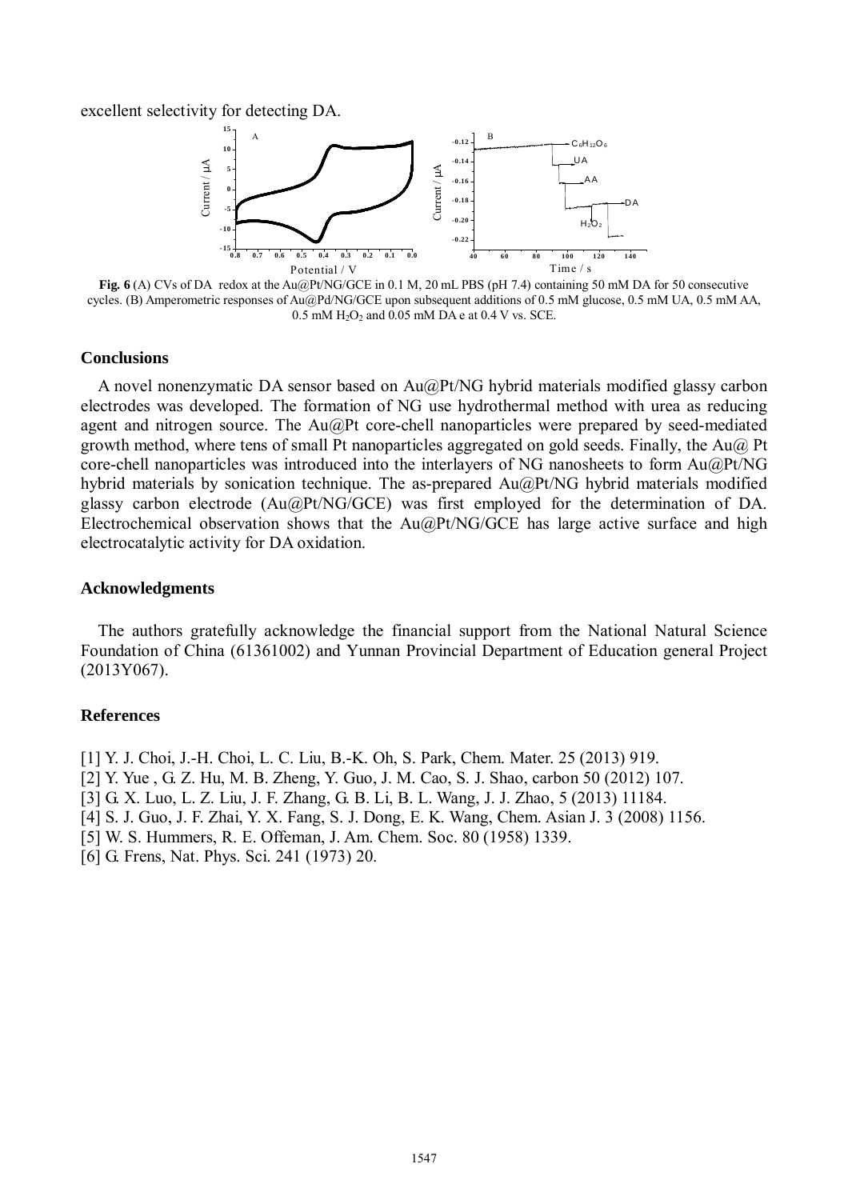excellent selectivity for detecting DA.

A

Current / μA

Potential / V

15
10
5
0
-5
-10
-15

0.8 0.7 0.6 0.5 0.4 0.3 0.2 0.1 0.0

B

Current / μA

Time / s

-0.12
-0.14
-0.16
-0.18
-0.20
-0.22

40 60 80 100 120 140

$C_6H_{12}O_6$

UA

AA

DA

$H_2O_2$

**Fig. 6** (A) CVs of DA redox at the Au@Pt/NG/GCE in 0.1 M, 20 mL PBS (pH 7.4) containing 50 mM DA for 50 consecutive cycles. (B) Amperometric responses of Au@Pd/NG/GCE upon subsequent additions of 0.5 mM glucose, 0.5 mM UA, 0.5 mM AA, 0.5 mM $H_2O_2$ and 0.05 mM DA e at 0.4 V vs. SCE.

## Conclusions

A novel nonenzymatic DA sensor based on Au@Pt/NG hybrid materials modified glassy carbon electrodes was developed. The formation of NG use hydrothermal method with urea as reducing agent and nitrogen source. The Au@Pt core-chell nanoparticles were prepared by seed-mediated growth method, where tens of small Pt nanoparticles aggregated on gold seeds. Finally, the Au@ Pt core-chell nanoparticles was introduced into the interlayers of NG nanosheets to form Au@Pt/NG hybrid materials by sonication technique. The as-prepared Au@Pt/NG hybrid materials modified glassy carbon electrode (Au@Pt/NG/GCE) was first employed for the determination of DA. Electrochemical observation shows that the Au@Pt/NG/GCE has large active surface and high electrocatalytic activity for DA oxidation.

## Acknowledgments

The authors gratefully acknowledge the financial support from the National Natural Science Foundation of China (61361002) and Yunnan Provincial Department of Education general Project (2013Y067).

## References

[1] Y. J. Choi, J.-H. Choi, L. C. Liu, B.-K. Oh, S. Park, Chem. Mater. 25 (2013) 919.
[2] Y. Yue , G. Z. Hu, M. B. Zheng, Y. Guo, J. M. Cao, S. J. Shao, carbon 50 (2012) 107.
[3] G. X. Luo, L. Z. Liu, J. F. Zhang, G. B. Li, B. L. Wang, J. J. Zhao, 5 (2013) 11184.
[4] S. J. Guo, J. F. Zhai, Y. X. Fang, S. J. Dong, E. K. Wang, Chem. Asian J. 3 (2008) 1156.
[5] W. S. Hummers, R. E. Offeman, J. Am. Chem. Soc. 80 (1958) 1339.
[6] G. Frens, Nat. Phys. Sci. 241 (1973) 20.